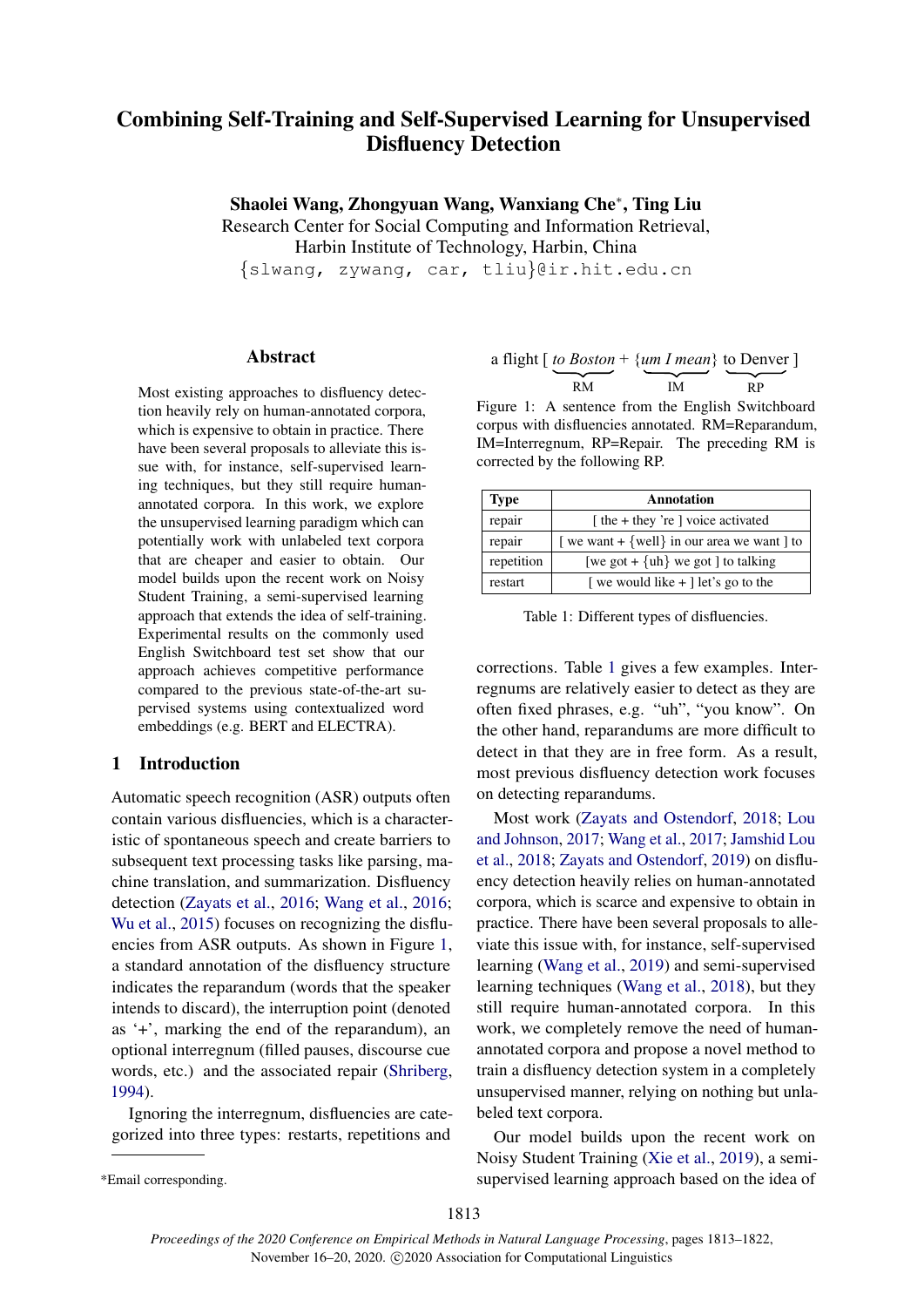# Combining Self-Training and Self-Supervised Learning for Unsupervised Disfluency Detection

**Shaolei Wang, Zhongyuan Wang, Wanxiang Che***, **Ting Liu**

Research Center for Social Computing and Information Retrieval,
Harbin Institute of Technology, Harbin, China
{slwang, zywang, car, tliu}@ir.hit.edu.cn

## Abstract

Most existing approaches to disfluency detection heavily rely on human-annotated corpora, which is expensive to obtain in practice. There have been several proposals to alleviate this issue with, for instance, self-supervised learning techniques, but they still require human-annotated corpora. In this work, we explore the unsupervised learning paradigm which can potentially work with unlabeled text corpora that are cheaper and easier to obtain. Our model builds upon the recent work on Noisy Student Training, a semi-supervised learning approach that extends the idea of self-training. Experimental results on the commonly used English Switchboard test set show that our approach achieves competitive performance compared to the previous state-of-the-art supervised systems using contextualized word embeddings (e.g. BERT and ELECTRA).

## 1 Introduction

Automatic speech recognition (ASR) outputs often contain various disfluencies, which is a characteristic of spontaneous speech and create barriers to subsequent text processing tasks like parsing, machine translation, and summarization. Disfluency detection (Zayats et al., 2016; Wang et al., 2016; Wu et al., 2015) focuses on recognizing the disfluencies from ASR outputs. As shown in Figure 1, a standard annotation of the disfluency structure indicates the reparandum (words that the speaker intends to discard), the interruption point (denoted as '+', marking the end of the reparandum), an optional interregnum (filled pauses, discourse cue words, etc.) and the associated repair (Shriberg, 1994).

Ignoring the interregnum, disfluencies are categorized into three types: restarts, repetitions and corrections. Table 1 gives a few examples. Interregnums are relatively easier to detect as they are often fixed phrases, e.g. "uh", "you know". On the other hand, reparandums are more difficult to detect in that they are in free form. As a result, most previous disfluency detection work focuses on detecting reparandums.

a flight [ *to Boston* + {*um I mean*} to Denver ]
(RM = *to Boston*; IM = *um I mean*; RP = to Denver)

Figure 1: A sentence from the English Switchboard corpus with disfluencies annotated. RM=Reparandum, IM=Interregnum, RP=Repair. The preceding RM is corrected by the following RP.

| Type | Annotation |
|---|---|
| repair | [ the + they 're ] voice activated |
| repair | [ we want + {well} in our area we want ] to |
| repetition | [we got + {uh} we got ] to talking |
| restart | [ we would like + ] let's go to the |

Table 1: Different types of disfluencies.

Most work (Zayats and Ostendorf, 2018; Lou and Johnson, 2017; Wang et al., 2017; Jamshid Lou et al., 2018; Zayats and Ostendorf, 2019) on disfluency detection heavily relies on human-annotated corpora, which is scarce and expensive to obtain in practice. There have been several proposals to alleviate this issue with, for instance, self-supervised learning (Wang et al., 2019) and semi-supervised learning techniques (Wang et al., 2018), but they still require human-annotated corpora. In this work, we completely remove the need of human-annotated corpora and propose a novel method to train a disfluency detection system in a completely unsupervised manner, relying on nothing but unlabeled text corpora.

Our model builds upon the recent work on Noisy Student Training (Xie et al., 2019), a semi-supervised learning approach based on the idea of

*Email corresponding.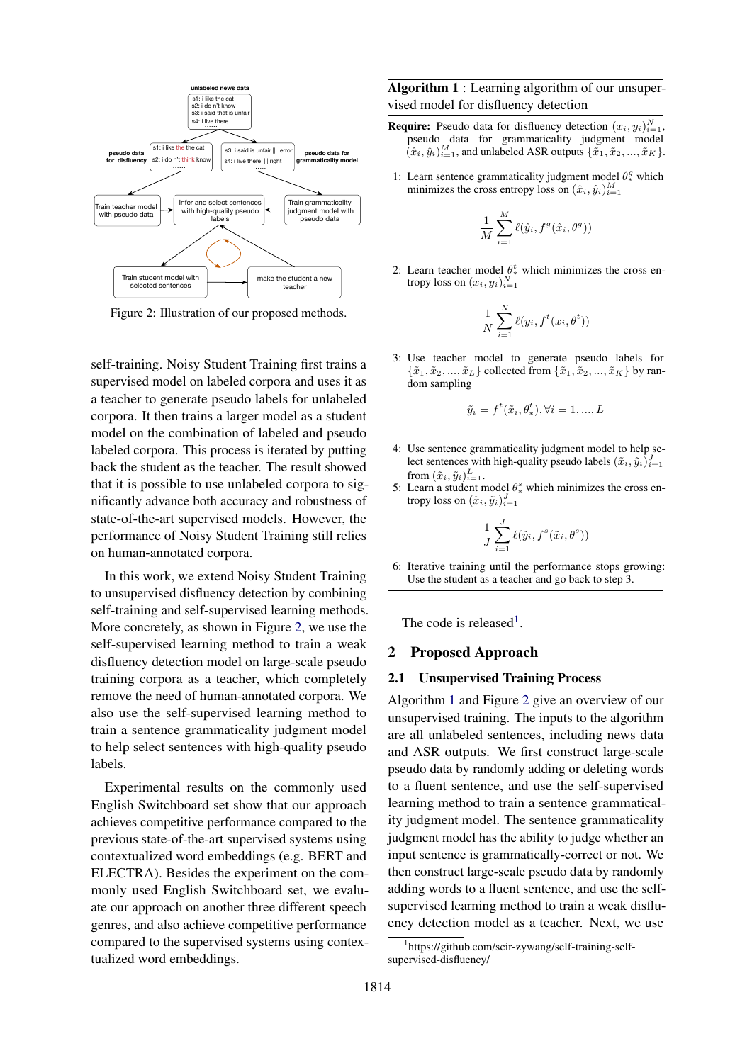Figure 2: Illustration of our proposed methods.

self-training. Noisy Student Training first trains a supervised model on labeled corpora and uses it as a teacher to generate pseudo labels for unlabeled corpora. It then trains a larger model as a student model on the combination of labeled and pseudo labeled corpora. This process is iterated by putting back the student as the teacher. The result showed that it is possible to use unlabeled corpora to significantly advance both accuracy and robustness of state-of-the-art supervised models. However, the performance of Noisy Student Training still relies on human-annotated corpora.

In this work, we extend Noisy Student Training to unsupervised disfluency detection by combining self-training and self-supervised learning methods. More concretely, as shown in Figure 2, we use the self-supervised learning method to train a weak disfluency detection model on large-scale pseudo training corpora as a teacher, which completely remove the need of human-annotated corpora. We also use the self-supervised learning method to train a sentence grammaticality judgment model to help select sentences with high-quality pseudo labels.

Experimental results on the commonly used English Switchboard set show that our approach achieves competitive performance compared to the previous state-of-the-art supervised systems using contextualized word embeddings (e.g. BERT and ELECTRA). Besides the experiment on the commonly used English Switchboard set, we evaluate our approach on another three different speech genres, and also achieve competitive performance compared to the supervised systems using contextualized word embeddings.

**Algorithm 1** : Learning algorithm of our unsupervised model for disfluency detection

**Require:** Pseudo data for disfluency detection $(x_i, y_i)_{i=1}^{N}$, pseudo data for grammaticality judgment model $(\hat{x}_i, \hat{y}_i)_{i=1}^{M}$, and unlabeled ASR outputs $\{\tilde{x}_1, \tilde{x}_2, ..., \tilde{x}_K\}$.

1: Learn sentence grammaticality judgment model $\theta_*^g$ which minimizes the cross entropy loss on $(\hat{x}_i, \hat{y}_i)_{i=1}^{M}$

$$\frac{1}{M}\sum_{i=1}^{M} \ell(\hat{y}_i, f^g(\hat{x}_i, \theta^g))$$

2: Learn teacher model $\theta_*^t$ which minimizes the cross entropy loss on $(x_i, y_i)_{i=1}^{N}$

$$\frac{1}{N}\sum_{i=1}^{N} \ell(y_i, f^t(x_i, \theta^t))$$

3: Use teacher model to generate pseudo labels for $\{\tilde{x}_1, \tilde{x}_2, ..., \tilde{x}_L\}$ collected from $\{\tilde{x}_1, \tilde{x}_2, ..., \tilde{x}_K\}$ by random sampling

$$\tilde{y}_i = f^t(\tilde{x}_i, \theta_*^t), \forall i = 1, ..., L$$

4: Use sentence grammaticality judgment model to help select sentences with high-quality pseudo labels $(\tilde{x}_i, \tilde{y}_i)_{i=1}^{J}$ from $(\tilde{x}_i, \tilde{y}_i)_{i=1}^{L}$.

5: Learn a student model $\theta_*^s$ which minimizes the cross entropy loss on $(\tilde{x}_i, \tilde{y}_i)_{i=1}^{J}$

$$\frac{1}{J}\sum_{i=1}^{J} \ell(\tilde{y}_i, f^s(\tilde{x}_i, \theta^s))$$

6: Iterative training until the performance stops growing: Use the student as a teacher and go back to step 3.

The code is released[1].

## 2 Proposed Approach

### 2.1 Unsupervised Training Process

Algorithm 1 and Figure 2 give an overview of our unsupervised training. The inputs to the algorithm are all unlabeled sentences, including news data and ASR outputs. We first construct large-scale pseudo data by randomly adding or deleting words to a fluent sentence, and use the self-supervised learning method to train a sentence grammaticality judgment model. The sentence grammaticality judgment model has the ability to judge whether an input sentence is grammatically-correct or not. We then construct large-scale pseudo data by randomly adding words to a fluent sentence, and use the self-supervised learning method to train a weak disfluency detection model as a teacher. Next, we use

[1] https://github.com/scir-zywang/self-training-self-supervised-disfluency/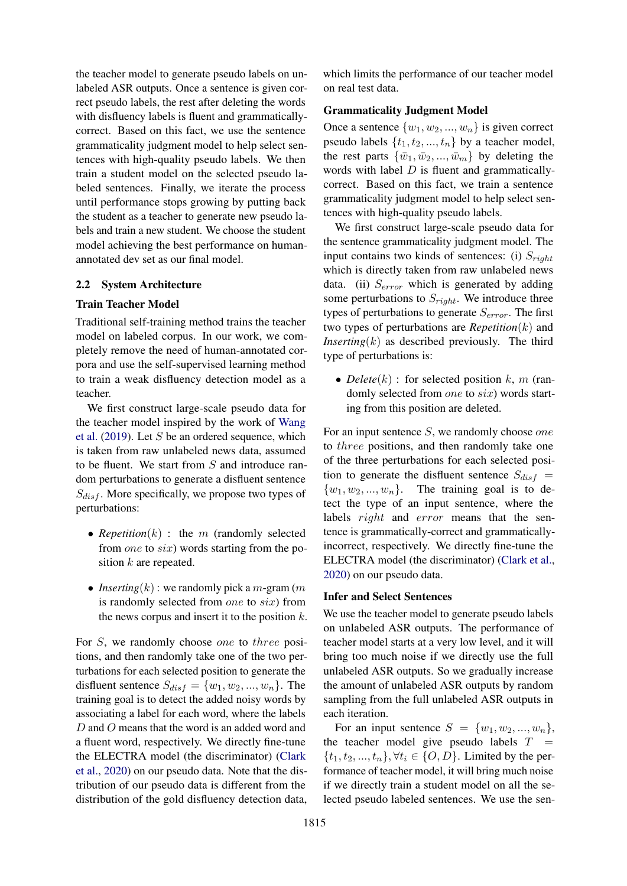the teacher model to generate pseudo labels on unlabeled ASR outputs. Once a sentence is given correct pseudo labels, the rest after deleting the words with disfluency labels is fluent and grammatically-correct. Based on this fact, we use the sentence grammaticality judgment model to help select sentences with high-quality pseudo labels. We then train a student model on the selected pseudo labeled sentences. Finally, we iterate the process until performance stops growing by putting back the student as a teacher to generate new pseudo labels and train a new student. We choose the student model achieving the best performance on human-annotated dev set as our final model.

## 2.2 System Architecture

### Train Teacher Model

Traditional self-training method trains the teacher model on labeled corpus. In our work, we completely remove the need of human-annotated corpora and use the self-supervised learning method to train a weak disfluency detection model as a teacher.

We first construct large-scale pseudo data for the teacher model inspired by the work of Wang et al. (2019). Let $S$ be an ordered sequence, which is taken from raw unlabeled news data, assumed to be fluent. We start from $S$ and introduce random perturbations to generate a disfluent sentence $S_{disf}$. More specifically, we propose two types of perturbations:

- *Repetition*$(k)$ : the $m$ (randomly selected from $one$ to $six$) words starting from the position $k$ are repeated.
- *Inserting*$(k)$ : we randomly pick a $m$-gram ($m$ is randomly selected from $one$ to $six$) from the news corpus and insert it to the position $k$.

For $S$, we randomly choose $one$ to $three$ positions, and then randomly take one of the two perturbations for each selected position to generate the disfluent sentence $S_{disf} = \{w_1, w_2, ..., w_n\}$. The training goal is to detect the added noisy words by associating a label for each word, where the labels $D$ and $O$ means that the word is an added word and a fluent word, respectively. We directly fine-tune the ELECTRA model (the discriminator) (Clark et al., 2020) on our pseudo data. Note that the distribution of our pseudo data is different from the distribution of the gold disfluency detection data, which limits the performance of our teacher model on real test data.

### Grammaticality Judgment Model

Once a sentence $\{w_1, w_2, ..., w_n\}$ is given correct pseudo labels $\{t_1, t_2, ..., t_n\}$ by a teacher model, the rest parts $\{\bar{w}_1, \bar{w}_2, ..., \bar{w}_m\}$ by deleting the words with label $D$ is fluent and grammatically-correct. Based on this fact, we train a sentence grammaticality judgment model to help select sentences with high-quality pseudo labels.

We first construct large-scale pseudo data for the sentence grammaticality judgment model. The input contains two kinds of sentences: (i) $S_{right}$ which is directly taken from raw unlabeled news data. (ii) $S_{error}$ which is generated by adding some perturbations to $S_{right}$. We introduce three types of perturbations to generate $S_{error}$. The first two types of perturbations are *Repetition*$(k)$ and *Inserting*$(k)$ as described previously. The third type of perturbations is:

- *Delete*$(k)$ : for selected position $k$, $m$ (randomly selected from $one$ to $six$) words starting from this position are deleted.

For an input sentence $S$, we randomly choose $one$ to $three$ positions, and then randomly take one of the three perturbations for each selected position to generate the disfluent sentence $S_{disf} = \{w_1, w_2, ..., w_n\}$. The training goal is to detect the type of an input sentence, where the labels $right$ and $error$ means that the sentence is grammatically-correct and grammatically-incorrect, respectively. We directly fine-tune the ELECTRA model (the discriminator) (Clark et al., 2020) on our pseudo data.

### Infer and Select Sentences

We use the teacher model to generate pseudo labels on unlabeled ASR outputs. The performance of teacher model starts at a very low level, and it will bring too much noise if we directly use the full unlabeled ASR outputs. So we gradually increase the amount of unlabeled ASR outputs by random sampling from the full unlabeled ASR outputs in each iteration.

For an input sentence $S = \{w_1, w_2, ..., w_n\}$, the teacher model give pseudo labels $T = \{t_1, t_2, ..., t_n\}, \forall t_i \in \{O, D\}$. Limited by the performance of teacher model, it will bring much noise if we directly train a student model on all the selected pseudo labeled sentences. We use the sen-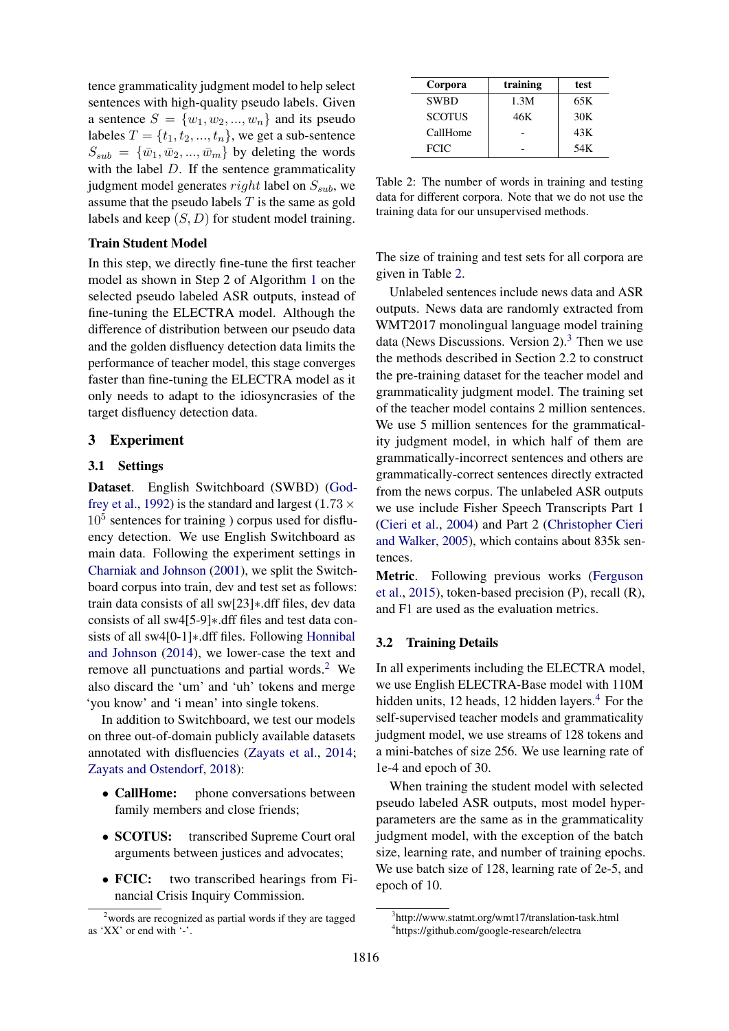tence grammaticality judgment model to help select sentences with high-quality pseudo labels. Given a sentence $S = \{w_1, w_2, ..., w_n\}$ and its pseudo labeles $T = \{t_1, t_2, ..., t_n\}$, we get a sub-sentence $S_{sub} = \{\bar{w}_1, \bar{w}_2, ..., \bar{w}_m\}$ by deleting the words with the label $D$. If the sentence grammaticality judgment model generates $right$ label on $S_{sub}$, we assume that the pseudo labels $T$ is the same as gold labels and keep $(S, D)$ for student model training.

**Train Student Model**

In this step, we directly fine-tune the first teacher model as shown in Step 2 of Algorithm 1 on the selected pseudo labeled ASR outputs, instead of fine-tuning the ELECTRA model. Although the difference of distribution between our pseudo data and the golden disfluency detection data limits the performance of teacher model, this stage converges faster than fine-tuning the ELECTRA model as it only needs to adapt to the idiosyncracies of the target disfluency detection data.

## 3 Experiment

### 3.1 Settings

**Dataset**. English Switchboard (SWBD) (Godfrey et al., 1992) is the standard and largest ($1.73 \times 10^5$ sentences for training ) corpus used for disfluency detection. We use English Switchboard as main data. Following the experiment settings in Charniak and Johnson (2001), we split the Switchboard corpus into train, dev and test set as follows: train data consists of all sw[23]∗.dff files, dev data consists of all sw4[5-9]∗.dff files and test data consists of all sw4[0-1]∗.dff files. Following Honnibal and Johnson (2014), we lower-case the text and remove all punctuations and partial words.[2] We also discard the 'um' and 'uh' tokens and merge 'you know' and 'i mean' into single tokens.

In addition to Switchboard, we test our models on three out-of-domain publicly available datasets annotated with disfluencies (Zayats et al., 2014; Zayats and Ostendorf, 2018):

- **CallHome:** phone conversations between family members and close friends;
- **SCOTUS:** transcribed Supreme Court oral arguments between justices and advocates;
- **FCIC:** two transcribed hearings from Financial Crisis Inquiry Commission.

[2] words are recognized as partial words if they are tagged as 'XX' or end with '-'.

| Corpora | training | test |
|---|---|---|
| SWBD | 1.3M | 65K |
| SCOTUS | 46K | 30K |
| CallHome | - | 43K |
| FCIC | - | 54K |

Table 2: The number of words in training and testing data for different corpora. Note that we do not use the training data for our unsupervised methods.

The size of training and test sets for all corpora are given in Table 2.

Unlabeled sentences include news data and ASR outputs. News data are randomly extracted from WMT2017 monolingual language model training data (News Discussions. Version 2).[3] Then we use the methods described in Section 2.2 to construct the pre-training dataset for the teacher model and grammaticality judgment model. The training set of the teacher model contains 2 million sentences. We use 5 million sentences for the grammaticality judgment model, in which half of them are grammatically-incorrect sentences and others are grammatically-correct sentences directly extracted from the news corpus. The unlabeled ASR outputs we use include Fisher Speech Transcripts Part 1 (Cieri et al., 2004) and Part 2 (Christopher Cieri and Walker, 2005), which contains about 835k sentences.

**Metric**. Following previous works (Ferguson et al., 2015), token-based precision (P), recall (R), and F1 are used as the evaluation metrics.

### 3.2 Training Details

In all experiments including the ELECTRA model, we use English ELECTRA-Base model with 110M hidden units, 12 heads, 12 hidden layers.[4] For the self-supervised teacher models and grammaticality judgment model, we use streams of 128 tokens and a mini-batches of size 256. We use learning rate of 1e-4 and epoch of 30.

When training the student model with selected pseudo labeled ASR outputs, most model hyperparameters are the same as in the grammaticality judgment model, with the exception of the batch size, learning rate, and number of training epochs. We use batch size of 128, learning rate of 2e-5, and epoch of 10.

[3] http://www.statmt.org/wmt17/translation-task.html
[4] https://github.com/google-research/electra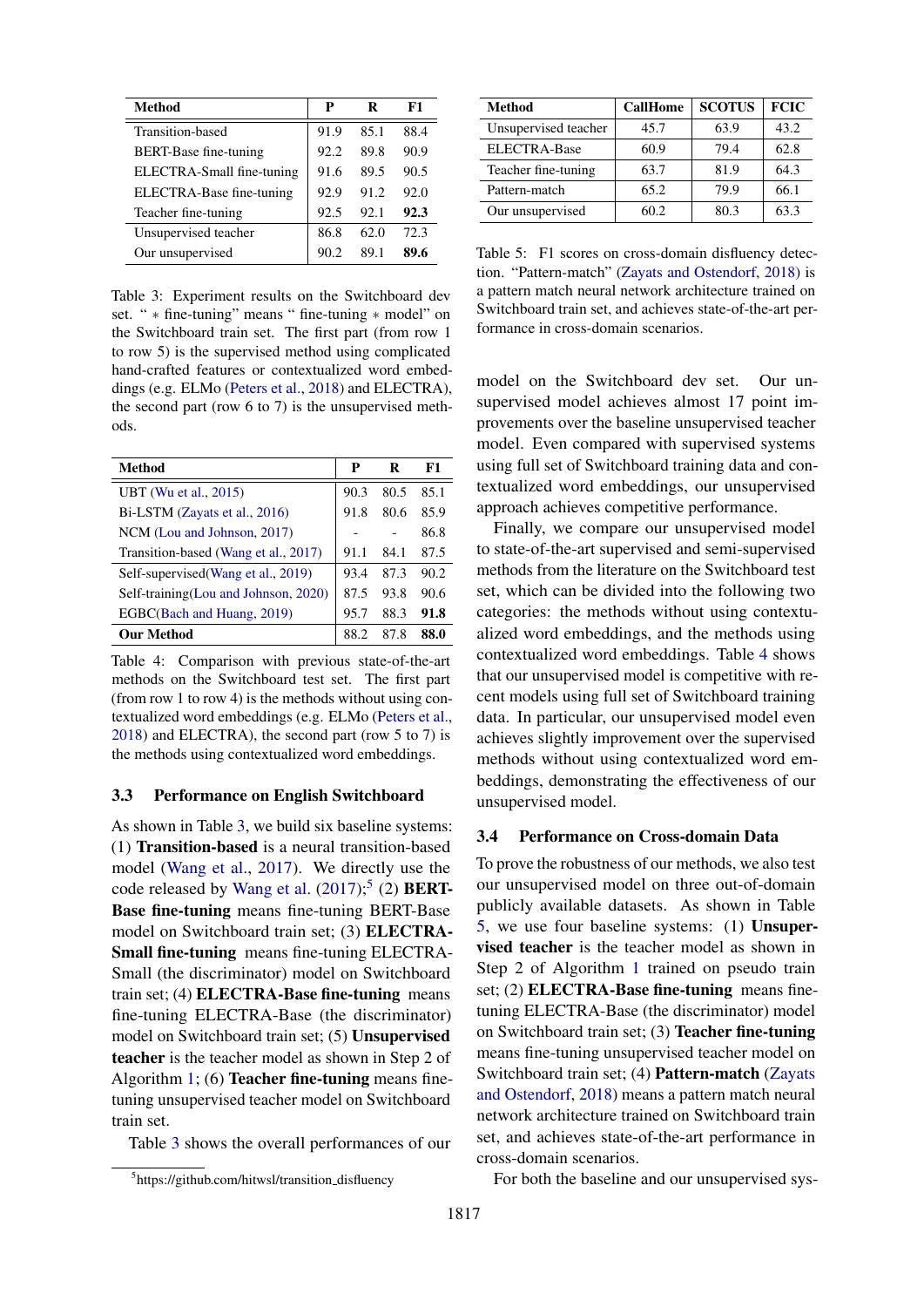| Method | P | R | F1 |
|---|---|---|---|
| Transition-based | 91.9 | 85.1 | 88.4 |
| BERT-Base fine-tuning | 92.2 | 89.8 | 90.9 |
| ELECTRA-Small fine-tuning | 91.6 | 89.5 | 90.5 |
| ELECTRA-Base fine-tuning | 92.9 | 91.2 | 92.0 |
| Teacher fine-tuning | 92.5 | 92.1 | **92.3** |
| Unsupervised teacher | 86.8 | 62.0 | 72.3 |
| Our unsupervised | 90.2 | 89.1 | **89.6** |

Table 3: Experiment results on the Switchboard dev set. " ∗ fine-tuning" means " fine-tuning ∗ model" on the Switchboard train set. The first part (from row 1 to row 5) is the supervised method using complicated hand-crafted features or contextualized word embeddings (e.g. ELMo (Peters et al., 2018) and ELECTRA), the second part (row 6 to 7) is the unsupervised methods.

| Method | P | R | F1 |
|---|---|---|---|
| UBT (Wu et al., 2015) | 90.3 | 80.5 | 85.1 |
| Bi-LSTM (Zayats et al., 2016) | 91.8 | 80.6 | 85.9 |
| NCM (Lou and Johnson, 2017) | - | - | 86.8 |
| Transition-based (Wang et al., 2017) | 91.1 | 84.1 | 87.5 |
| Self-supervised(Wang et al., 2019) | 93.4 | 87.3 | 90.2 |
| Self-training(Lou and Johnson, 2020) | 87.5 | 93.8 | 90.6 |
| EGBC(Bach and Huang, 2019) | 95.7 | 88.3 | **91.8** |
| **Our Method** | 88.2 | 87.8 | **88.0** |

Table 4: Comparison with previous state-of-the-art methods on the Switchboard test set. The first part (from row 1 to row 4) is the methods without using contextualized word embeddings (e.g. ELMo (Peters et al., 2018) and ELECTRA), the second part (row 5 to 7) is the methods using contextualized word embeddings.

### 3.3 Performance on English Switchboard

As shown in Table 3, we build six baseline systems: (1) **Transition-based** is a neural transition-based model (Wang et al., 2017). We directly use the code released by Wang et al. (2017);[5] (2) **BERT-Base fine-tuning** means fine-tuning BERT-Base model on Switchboard train set; (3) **ELECTRA-Small fine-tuning** means fine-tuning ELECTRA-Small (the discriminator) model on Switchboard train set; (4) **ELECTRA-Base fine-tuning** means fine-tuning ELECTRA-Base (the discriminator) model on Switchboard train set; (5) **Unsupervised teacher** is the teacher model as shown in Step 2 of Algorithm 1; (6) **Teacher fine-tuning** means fine-tuning unsupervised teacher model on Switchboard train set.

Table 3 shows the overall performances of our model on the Switchboard dev set. Our unsupervised model achieves almost 17 point improvements over the baseline unsupervised teacher model. Even compared with supervised systems using full set of Switchboard training data and contextualized word embeddings, our unsupervised approach achieves competitive performance.

Finally, we compare our unsupervised model to state-of-the-art supervised and semi-supervised methods from the literature on the Switchboard test set, which can be divided into the following two categories: the methods without using contextualized word embeddings, and the methods using contextualized word embeddings. Table 4 shows that our unsupervised model is competitive with recent models using full set of Switchboard training data. In particular, our unsupervised model even achieves slightly improvement over the supervised methods without using contextualized word embeddings, demonstrating the effectiveness of our unsupervised model.

[5] https://github.com/hitwsl/transition_disfluency

| Method | CallHome | SCOTUS | FCIC |
|---|---|---|---|
| Unsupervised teacher | 45.7 | 63.9 | 43.2 |
| ELECTRA-Base | 60.9 | 79.4 | 62.8 |
| Teacher fine-tuning | 63.7 | 81.9 | 64.3 |
| Pattern-match | 65.2 | 79.9 | 66.1 |
| Our unsupervised | 60.2 | 80.3 | 63.3 |

Table 5: F1 scores on cross-domain disfluency detection. "Pattern-match" (Zayats and Ostendorf, 2018) is a pattern match neural network architecture trained on Switchboard train set, and achieves state-of-the-art performance in cross-domain scenarios.

### 3.4 Performance on Cross-domain Data

To prove the robustness of our methods, we also test our unsupervised model on three out-of-domain publicly available datasets. As shown in Table 5, we use four baseline systems: (1) **Unsupervised teacher** is the teacher model as shown in Step 2 of Algorithm 1 trained on pseudo train set; (2) **ELECTRA-Base fine-tuning** means fine-tuning ELECTRA-Base (the discriminator) model on Switchboard train set; (3) **Teacher fine-tuning** means fine-tuning unsupervised teacher model on Switchboard train set; (4) **Pattern-match** (Zayats and Ostendorf, 2018) means a pattern match neural network architecture trained on Switchboard train set, and achieves state-of-the-art performance in cross-domain scenarios.

For both the baseline and our unsupervised sys-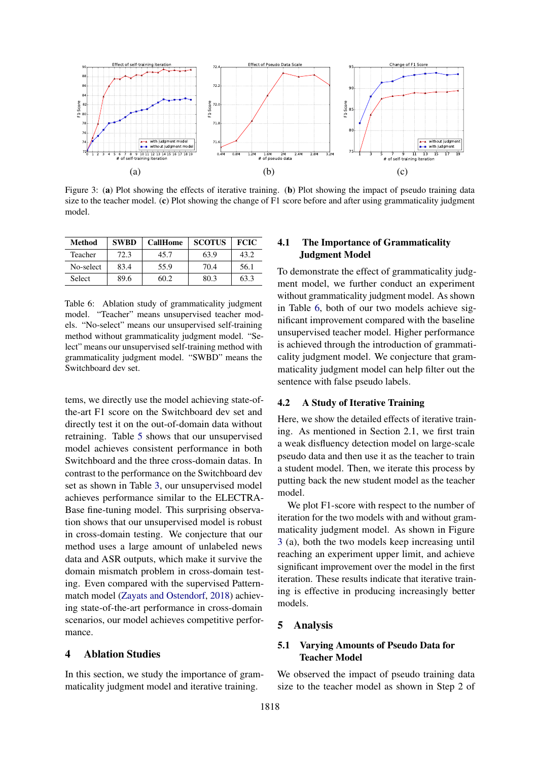Figure 3: (**a**) Plot showing the effects of iterative training. (**b**) Plot showing the impact of pseudo training data size to the teacher model. (**c**) Plot showing the change of F1 score before and after using grammaticality judgment model.

| Method | SWBD | CallHome | SCOTUS | FCIC |
|---|---|---|---|---|
| Teacher | 72.3 | 45.7 | 63.9 | 43.2 |
| No-select | 83.4 | 55.9 | 70.4 | 56.1 |
| Select | 89.6 | 60.2 | 80.3 | 63.3 |

Table 6: Ablation study of grammaticality judgment model. "Teacher" means unsupervised teacher models. "No-select" means our unsupervised self-training method without grammaticality judgment model. "Select" means our unsupervised self-training method with grammaticality judgment model. "SWBD" means the Switchboard dev set.

tems, we directly use the model achieving state-of-the-art F1 score on the Switchboard dev set and directly test it on the out-of-domain data without retraining. Table 5 shows that our unsupervised model achieves consistent performance in both Switchboard and the three cross-domain datas. In contrast to the performance on the Switchboard dev set as shown in Table 3, our unsupervised model achieves performance similar to the ELECTRA-Base fine-tuning model. This surprising observation shows that our unsupervised model is robust in cross-domain testing. We conjecture that our method uses a large amount of unlabeled news data and ASR outputs, which make it survive the domain mismatch problem in cross-domain testing. Even compared with the supervised Pattern-match model (Zayats and Ostendorf, 2018) achieving state-of-the-art performance in cross-domain scenarios, our model achieves competitive performance.

## 4 Ablation Studies

In this section, we study the importance of grammaticality judgment model and iterative training.

### 4.1 The Importance of Grammaticality Judgment Model

To demonstrate the effect of grammaticality judgment model, we further conduct an experiment without grammaticality judgment model. As shown in Table 6, both of our two models achieve significant improvement compared with the baseline unsupervised teacher model. Higher performance is achieved through the introduction of grammaticality judgment model. We conjecture that grammaticality judgment model can help filter out the sentence with false pseudo labels.

### 4.2 A Study of Iterative Training

Here, we show the detailed effects of iterative training. As mentioned in Section 2.1, we first train a weak disfluency detection model on large-scale pseudo data and then use it as the teacher to train a student model. Then, we iterate this process by putting back the new student model as the teacher model.

We plot F1-score with respect to the number of iteration for the two models with and without grammaticality judgment model. As shown in Figure 3 (a), both the two models keep increasing until reaching an experiment upper limit, and achieve significant improvement over the model in the first iteration. These results indicate that iterative training is effective in producing increasingly better models.

## 5 Analysis

### 5.1 Varying Amounts of Pseudo Data for Teacher Model

We observed the impact of pseudo training data size to the teacher model as shown in Step 2 of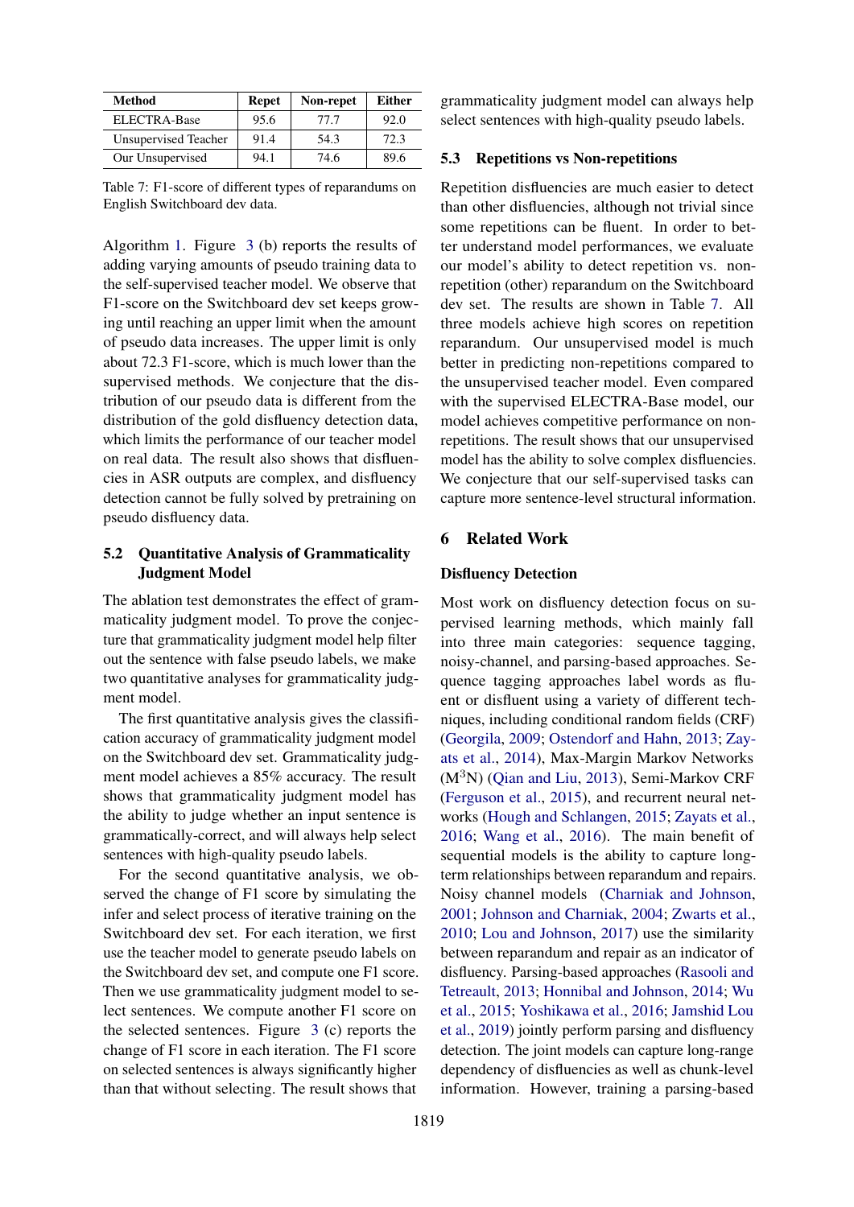| Method | Repet | Non-repet | Either |
|---|---|---|---|
| ELECTRA-Base | 95.6 | 77.7 | 92.0 |
| Unsupervised Teacher | 91.4 | 54.3 | 72.3 |
| Our Unsupervised | 94.1 | 74.6 | 89.6 |

Table 7: F1-score of different types of reparandums on English Switchboard dev data.

Algorithm 1. Figure 3 (b) reports the results of adding varying amounts of pseudo training data to the self-supervised teacher model. We observe that F1-score on the Switchboard dev set keeps growing until reaching an upper limit when the amount of pseudo data increases. The upper limit is only about 72.3 F1-score, which is much lower than the supervised methods. We conjecture that the distribution of our pseudo data is different from the distribution of the gold disfluency detection data, which limits the performance of our teacher model on real data. The result also shows that disfluencies in ASR outputs are complex, and disfluency detection cannot be fully solved by pretraining on pseudo disfluency data.

## 5.2 Quantitative Analysis of Grammaticality Judgment Model

The ablation test demonstrates the effect of grammaticality judgment model. To prove the conjecture that grammaticality judgment model help filter out the sentence with false pseudo labels, we make two quantitative analyses for grammaticality judgment model.

The first quantitative analysis gives the classification accuracy of grammaticality judgment model on the Switchboard dev set. Grammaticality judgment model achieves a 85% accuracy. The result shows that grammaticality judgment model has the ability to judge whether an input sentence is grammatically-correct, and will always help select sentences with high-quality pseudo labels.

For the second quantitative analysis, we observed the change of F1 score by simulating the infer and select process of iterative training on the Switchboard dev set. For each iteration, we first use the teacher model to generate pseudo labels on the Switchboard dev set, and compute one F1 score. Then we use grammaticality judgment model to select sentences. We compute another F1 score on the selected sentences. Figure 3 (c) reports the change of F1 score in each iteration. The F1 score on selected sentences is always significantly higher than that without selecting. The result shows that grammaticality judgment model can always help select sentences with high-quality pseudo labels.

## 5.3 Repetitions vs Non-repetitions

Repetition disfluencies are much easier to detect than other disfluencies, although not trivial since some repetitions can be fluent. In order to better understand model performances, we evaluate our model's ability to detect repetition vs. non-repetition (other) reparandum on the Switchboard dev set. The results are shown in Table 7. All three models achieve high scores on repetition reparandum. Our unsupervised model is much better in predicting non-repetitions compared to the unsupervised teacher model. Even compared with the supervised ELECTRA-Base model, our model achieves competitive performance on non-repetitions. The result shows that our unsupervised model has the ability to solve complex disfluencies. We conjecture that our self-supervised tasks can capture more sentence-level structural information.

# 6 Related Work

### Disfluency Detection

Most work on disfluency detection focus on supervised learning methods, which mainly fall into three main categories: sequence tagging, noisy-channel, and parsing-based approaches. Sequence tagging approaches label words as fluent or disfluent using a variety of different techniques, including conditional random fields (CRF) (Georgila, 2009; Ostendorf and Hahn, 2013; Zayats et al., 2014), Max-Margin Markov Networks ($M^3N$) (Qian and Liu, 2013), Semi-Markov CRF (Ferguson et al., 2015), and recurrent neural networks (Hough and Schlangen, 2015; Zayats et al., 2016; Wang et al., 2016). The main benefit of sequential models is the ability to capture long-term relationships between reparandum and repairs. Noisy channel models (Charniak and Johnson, 2001; Johnson and Charniak, 2004; Zwarts et al., 2010; Lou and Johnson, 2017) use the similarity between reparandum and repair as an indicator of disfluency. Parsing-based approaches (Rasooli and Tetreault, 2013; Honnibal and Johnson, 2014; Wu et al., 2015; Yoshikawa et al., 2016; Jamshid Lou et al., 2019) jointly perform parsing and disfluency detection. The joint models can capture long-range dependency of disfluencies as well as chunk-level information. However, training a parsing-based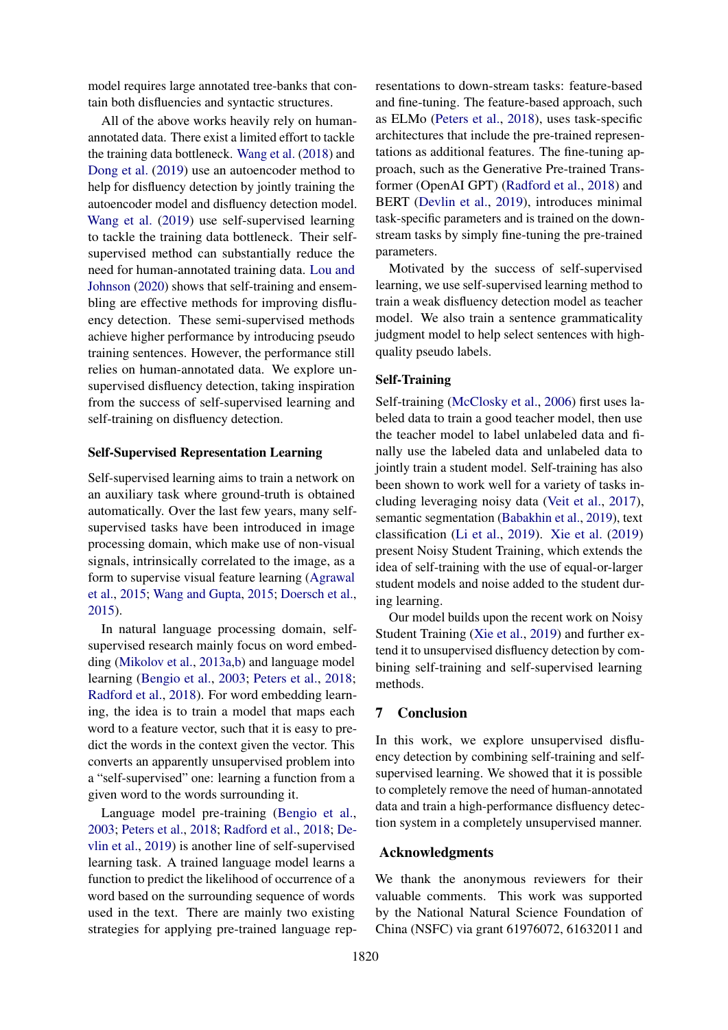model requires large annotated tree-banks that contain both disfluencies and syntactic structures.

All of the above works heavily rely on human-annotated data. There exist a limited effort to tackle the training data bottleneck. Wang et al. (2018) and Dong et al. (2019) use an autoencoder method to help for disfluency detection by jointly training the autoencoder model and disfluency detection model. Wang et al. (2019) use self-supervised learning to tackle the training data bottleneck. Their self-supervised method can substantially reduce the need for human-annotated training data. Lou and Johnson (2020) shows that self-training and ensembling are effective methods for improving disfluency detection. These semi-supervised methods achieve higher performance by introducing pseudo training sentences. However, the performance still relies on human-annotated data. We explore unsupervised disfluency detection, taking inspiration from the success of self-supervised learning and self-training on disfluency detection.

**Self-Supervised Representation Learning**

Self-supervised learning aims to train a network on an auxiliary task where ground-truth is obtained automatically. Over the last few years, many self-supervised tasks have been introduced in image processing domain, which make use of non-visual signals, intrinsically correlated to the image, as a form to supervise visual feature learning (Agrawal et al., 2015; Wang and Gupta, 2015; Doersch et al., 2015).

In natural language processing domain, self-supervised research mainly focus on word embedding (Mikolov et al., 2013a,b) and language model learning (Bengio et al., 2003; Peters et al., 2018; Radford et al., 2018). For word embedding learning, the idea is to train a model that maps each word to a feature vector, such that it is easy to predict the words in the context given the vector. This converts an apparently unsupervised problem into a "self-supervised" one: learning a function from a given word to the words surrounding it.

Language model pre-training (Bengio et al., 2003; Peters et al., 2018; Radford et al., 2018; Devlin et al., 2019) is another line of self-supervised learning task. A trained language model learns a function to predict the likelihood of occurrence of a word based on the surrounding sequence of words used in the text. There are mainly two existing strategies for applying pre-trained language representations to down-stream tasks: feature-based and fine-tuning. The feature-based approach, such as ELMo (Peters et al., 2018), uses task-specific architectures that include the pre-trained representations as additional features. The fine-tuning approach, such as the Generative Pre-trained Transformer (OpenAI GPT) (Radford et al., 2018) and BERT (Devlin et al., 2019), introduces minimal task-specific parameters and is trained on the downstream tasks by simply fine-tuning the pre-trained parameters.

Motivated by the success of self-supervised learning, we use self-supervised learning method to train a weak disfluency detection model as teacher model. We also train a sentence grammaticality judgment model to help select sentences with high-quality pseudo labels.

**Self-Training**

Self-training (McClosky et al., 2006) first uses labeled data to train a good teacher model, then use the teacher model to label unlabeled data and finally use the labeled data and unlabeled data to jointly train a student model. Self-training has also been shown to work well for a variety of tasks including leveraging noisy data (Veit et al., 2017), semantic segmentation (Babakhin et al., 2019), text classification (Li et al., 2019). Xie et al. (2019) present Noisy Student Training, which extends the idea of self-training with the use of equal-or-larger student models and noise added to the student during learning.

Our model builds upon the recent work on Noisy Student Training (Xie et al., 2019) and further extend it to unsupervised disfluency detection by combining self-training and self-supervised learning methods.

## 7 Conclusion

In this work, we explore unsupervised disfluency detection by combining self-training and self-supervised learning. We showed that it is possible to completely remove the need of human-annotated data and train a high-performance disfluency detection system in a completely unsupervised manner.

## Acknowledgments

We thank the anonymous reviewers for their valuable comments. This work was supported by the National Natural Science Foundation of China (NSFC) via grant 61976072, 61632011 and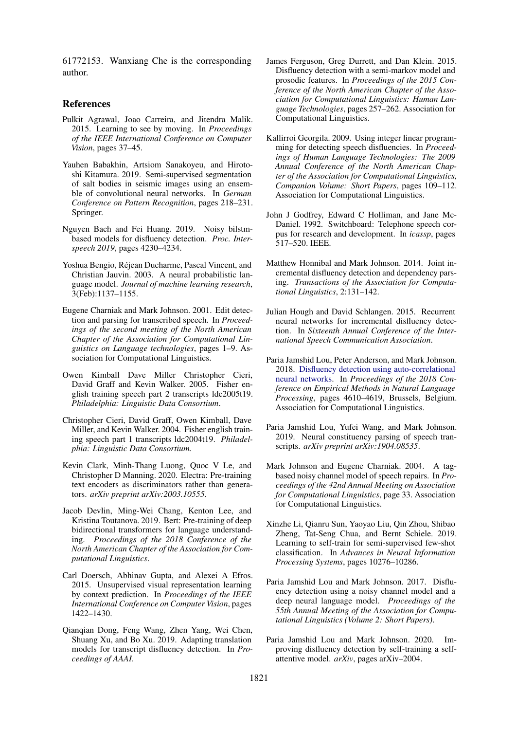61772153. Wanxiang Che is the corresponding author.

## References

Pulkit Agrawal, Joao Carreira, and Jitendra Malik. 2015. Learning to see by moving. In *Proceedings of the IEEE International Conference on Computer Vision*, pages 37–45.

Yauhen Babakhin, Artsiom Sanakoyeu, and Hirotoshi Kitamura. 2019. Semi-supervised segmentation of salt bodies in seismic images using an ensemble of convolutional neural networks. In *German Conference on Pattern Recognition*, pages 218–231. Springer.

Nguyen Bach and Fei Huang. 2019. Noisy bilstm-based models for disfluency detection. *Proc. Interspeech 2019*, pages 4230–4234.

Yoshua Bengio, Réjean Ducharme, Pascal Vincent, and Christian Jauvin. 2003. A neural probabilistic language model. *Journal of machine learning research*, 3(Feb):1137–1155.

Eugene Charniak and Mark Johnson. 2001. Edit detection and parsing for transcribed speech. In *Proceedings of the second meeting of the North American Chapter of the Association for Computational Linguistics on Language technologies*, pages 1–9. Association for Computational Linguistics.

Owen Kimball Dave Miller Christopher Cieri, David Graff and Kevin Walker. 2005. Fisher english training speech part 2 transcripts ldc2005t19. *Philadelphia: Linguistic Data Consortium*.

Christopher Cieri, David Graff, Owen Kimball, Dave Miller, and Kevin Walker. 2004. Fisher english training speech part 1 transcripts ldc2004t19. *Philadelphia: Linguistic Data Consortium*.

Kevin Clark, Minh-Thang Luong, Quoc V Le, and Christopher D Manning. 2020. Electra: Pre-training text encoders as discriminators rather than generators. *arXiv preprint arXiv:2003.10555*.

Jacob Devlin, Ming-Wei Chang, Kenton Lee, and Kristina Toutanova. 2019. Bert: Pre-training of deep bidirectional transformers for language understanding. *Proceedings of the 2018 Conference of the North American Chapter of the Association for Computational Linguistics*.

Carl Doersch, Abhinav Gupta, and Alexei A Efros. 2015. Unsupervised visual representation learning by context prediction. In *Proceedings of the IEEE International Conference on Computer Vision*, pages 1422–1430.

Qianqian Dong, Feng Wang, Zhen Yang, Wei Chen, Shuang Xu, and Bo Xu. 2019. Adapting translation models for transcript disfluency detection. In *Proceedings of AAAI*.

James Ferguson, Greg Durrett, and Dan Klein. 2015. Disfluency detection with a semi-markov model and prosodic features. In *Proceedings of the 2015 Conference of the North American Chapter of the Association for Computational Linguistics: Human Language Technologies*, pages 257–262. Association for Computational Linguistics.

Kallirroi Georgila. 2009. Using integer linear programming for detecting speech disfluencies. In *Proceedings of Human Language Technologies: The 2009 Annual Conference of the North American Chapter of the Association for Computational Linguistics, Companion Volume: Short Papers*, pages 109–112. Association for Computational Linguistics.

John J Godfrey, Edward C Holliman, and Jane McDaniel. 1992. Switchboard: Telephone speech corpus for research and development. In *icassp*, pages 517–520. IEEE.

Matthew Honnibal and Mark Johnson. 2014. Joint incremental disfluency detection and dependency parsing. *Transactions of the Association for Computational Linguistics*, 2:131–142.

Julian Hough and David Schlangen. 2015. Recurrent neural networks for incremental disfluency detection. In *Sixteenth Annual Conference of the International Speech Communication Association*.

Paria Jamshid Lou, Peter Anderson, and Mark Johnson. 2018. Disfluency detection using auto-correlational neural networks. In *Proceedings of the 2018 Conference on Empirical Methods in Natural Language Processing*, pages 4610–4619, Brussels, Belgium. Association for Computational Linguistics.

Paria Jamshid Lou, Yufei Wang, and Mark Johnson. 2019. Neural constituency parsing of speech transcripts. *arXiv preprint arXiv:1904.08535*.

Mark Johnson and Eugene Charniak. 2004. A tag-based noisy channel model of speech repairs. In *Proceedings of the 42nd Annual Meeting on Association for Computational Linguistics*, page 33. Association for Computational Linguistics.

Xinzhe Li, Qianru Sun, Yaoyao Liu, Qin Zhou, Shibao Zheng, Tat-Seng Chua, and Bernt Schiele. 2019. Learning to self-train for semi-supervised few-shot classification. In *Advances in Neural Information Processing Systems*, pages 10276–10286.

Paria Jamshid Lou and Mark Johnson. 2017. Disfluency detection using a noisy channel model and a deep neural language model. *Proceedings of the 55th Annual Meeting of the Association for Computational Linguistics (Volume 2: Short Papers)*.

Paria Jamshid Lou and Mark Johnson. 2020. Improving disfluency detection by self-training a self-attentive model. *arXiv*, pages arXiv–2004.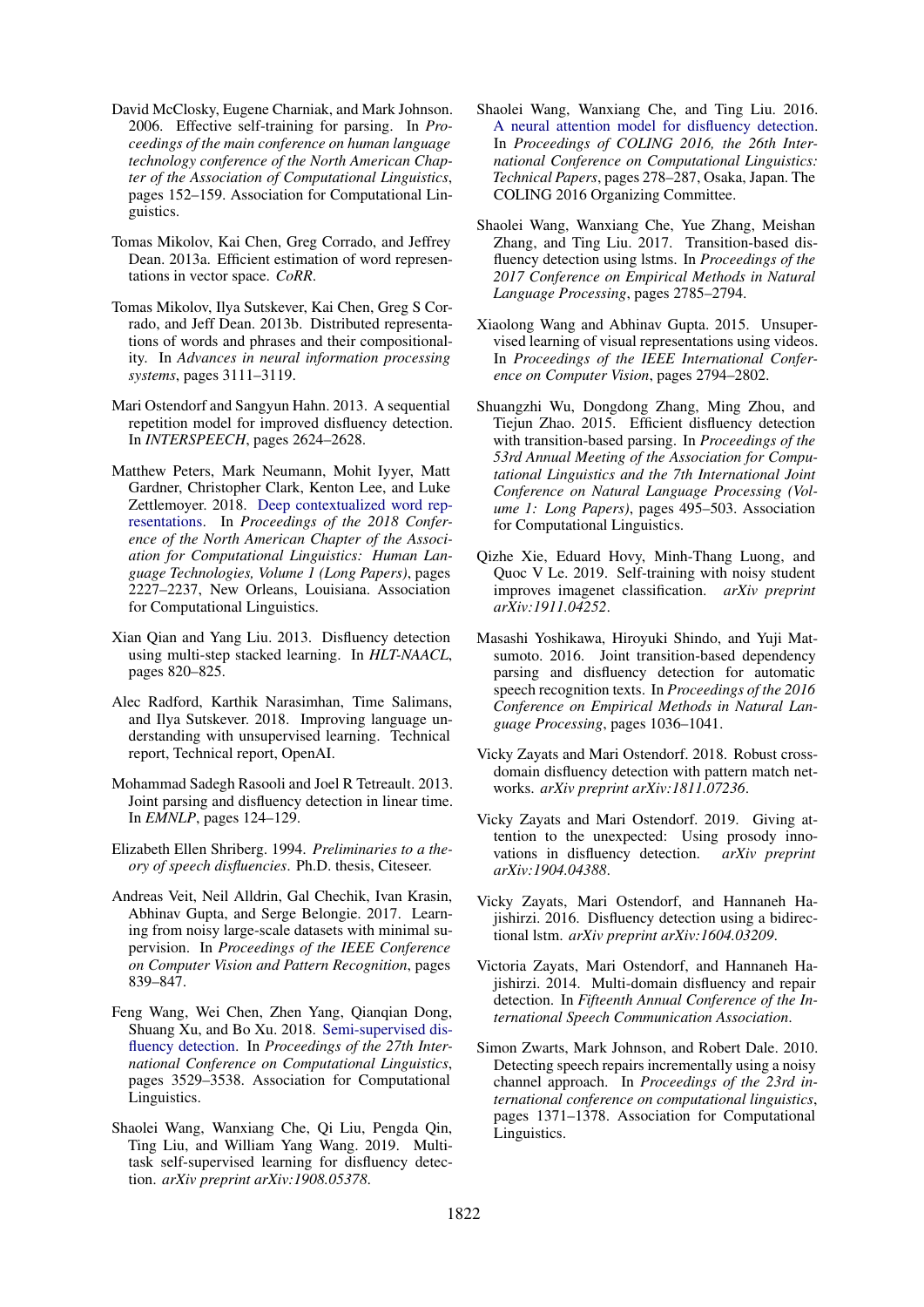David McClosky, Eugene Charniak, and Mark Johnson. 2006. Effective self-training for parsing. In *Proceedings of the main conference on human language technology conference of the North American Chapter of the Association of Computational Linguistics*, pages 152–159. Association for Computational Linguistics.

Tomas Mikolov, Kai Chen, Greg Corrado, and Jeffrey Dean. 2013a. Efficient estimation of word representations in vector space. *CoRR*.

Tomas Mikolov, Ilya Sutskever, Kai Chen, Greg S Corrado, and Jeff Dean. 2013b. Distributed representations of words and phrases and their compositionality. In *Advances in neural information processing systems*, pages 3111–3119.

Mari Ostendorf and Sangyun Hahn. 2013. A sequential repetition model for improved disfluency detection. In *INTERSPEECH*, pages 2624–2628.

Matthew Peters, Mark Neumann, Mohit Iyyer, Matt Gardner, Christopher Clark, Kenton Lee, and Luke Zettlemoyer. 2018. Deep contextualized word representations. In *Proceedings of the 2018 Conference of the North American Chapter of the Association for Computational Linguistics: Human Language Technologies, Volume 1 (Long Papers)*, pages 2227–2237, New Orleans, Louisiana. Association for Computational Linguistics.

Xian Qian and Yang Liu. 2013. Disfluency detection using multi-step stacked learning. In *HLT-NAACL*, pages 820–825.

Alec Radford, Karthik Narasimhan, Time Salimans, and Ilya Sutskever. 2018. Improving language understanding with unsupervised learning. Technical report, Technical report, OpenAI.

Mohammad Sadegh Rasooli and Joel R Tetreault. 2013. Joint parsing and disfluency detection in linear time. In *EMNLP*, pages 124–129.

Elizabeth Ellen Shriberg. 1994. *Preliminaries to a theory of speech disfluencies*. Ph.D. thesis, Citeseer.

Andreas Veit, Neil Alldrin, Gal Chechik, Ivan Krasin, Abhinav Gupta, and Serge Belongie. 2017. Learning from noisy large-scale datasets with minimal supervision. In *Proceedings of the IEEE Conference on Computer Vision and Pattern Recognition*, pages 839–847.

Feng Wang, Wei Chen, Zhen Yang, Qianqian Dong, Shuang Xu, and Bo Xu. 2018. Semi-supervised disfluency detection. In *Proceedings of the 27th International Conference on Computational Linguistics*, pages 3529–3538. Association for Computational Linguistics.

Shaolei Wang, Wanxiang Che, Qi Liu, Pengda Qin, Ting Liu, and William Yang Wang. 2019. Multi-task self-supervised learning for disfluency detection. *arXiv preprint arXiv:1908.05378*.

Shaolei Wang, Wanxiang Che, and Ting Liu. 2016. A neural attention model for disfluency detection. In *Proceedings of COLING 2016, the 26th International Conference on Computational Linguistics: Technical Papers*, pages 278–287, Osaka, Japan. The COLING 2016 Organizing Committee.

Shaolei Wang, Wanxiang Che, Yue Zhang, Meishan Zhang, and Ting Liu. 2017. Transition-based disfluency detection using lstms. In *Proceedings of the 2017 Conference on Empirical Methods in Natural Language Processing*, pages 2785–2794.

Xiaolong Wang and Abhinav Gupta. 2015. Unsupervised learning of visual representations using videos. In *Proceedings of the IEEE International Conference on Computer Vision*, pages 2794–2802.

Shuangzhi Wu, Dongdong Zhang, Ming Zhou, and Tiejun Zhao. 2015. Efficient disfluency detection with transition-based parsing. In *Proceedings of the 53rd Annual Meeting of the Association for Computational Linguistics and the 7th International Joint Conference on Natural Language Processing (Volume 1: Long Papers)*, pages 495–503. Association for Computational Linguistics.

Qizhe Xie, Eduard Hovy, Minh-Thang Luong, and Quoc V Le. 2019. Self-training with noisy student improves imagenet classification. *arXiv preprint arXiv:1911.04252*.

Masashi Yoshikawa, Hiroyuki Shindo, and Yuji Matsumoto. 2016. Joint transition-based dependency parsing and disfluency detection for automatic speech recognition texts. In *Proceedings of the 2016 Conference on Empirical Methods in Natural Language Processing*, pages 1036–1041.

Vicky Zayats and Mari Ostendorf. 2018. Robust cross-domain disfluency detection with pattern match networks. *arXiv preprint arXiv:1811.07236*.

Vicky Zayats and Mari Ostendorf. 2019. Giving attention to the unexpected: Using prosody innovations in disfluency detection. *arXiv preprint arXiv:1904.04388*.

Vicky Zayats, Mari Ostendorf, and Hannaneh Hajishirzi. 2016. Disfluency detection using a bidirectional lstm. *arXiv preprint arXiv:1604.03209*.

Victoria Zayats, Mari Ostendorf, and Hannaneh Hajishirzi. 2014. Multi-domain disfluency and repair detection. In *Fifteenth Annual Conference of the International Speech Communication Association*.

Simon Zwarts, Mark Johnson, and Robert Dale. 2010. Detecting speech repairs incrementally using a noisy channel approach. In *Proceedings of the 23rd international conference on computational linguistics*, pages 1371–1378. Association for Computational Linguistics.